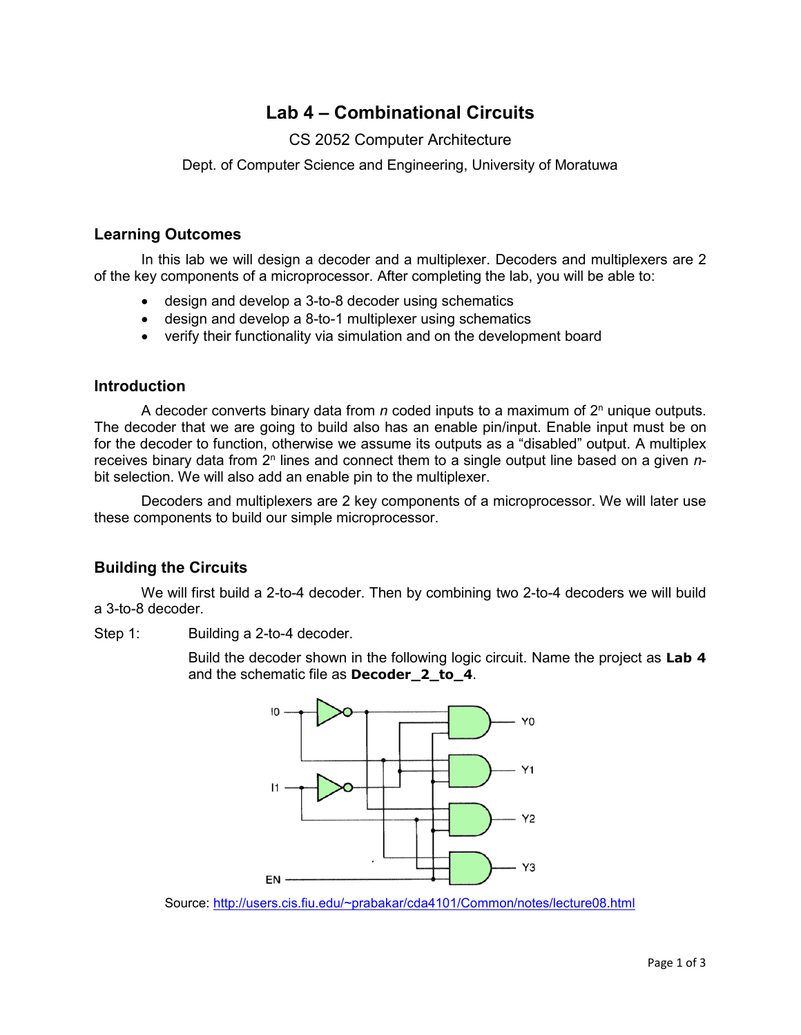# Lab 4 – Combinational Circuits

CS 2052 Computer Architecture

Dept. of Computer Science and Engineering, University of Moratuwa

## Learning Outcomes

In this lab we will design a decoder and a multiplexer. Decoders and multiplexers are 2 of the key components of a microprocessor. After completing the lab, you will be able to:

- design and develop a 3-to-8 decoder using schematics
- design and develop a 8-to-1 multiplexer using schematics
- verify their functionality via simulation and on the development board

## Introduction

A decoder converts binary data from *n* coded inputs to a maximum of $2^n$ unique outputs. The decoder that we are going to build also has an enable pin/input. Enable input must be on for the decoder to function, otherwise we assume its outputs as a "disabled" output. A multiplex receives binary data from $2^n$ lines and connect them to a single output line based on a given *n*-bit selection. We will also add an enable pin to the multiplexer.

Decoders and multiplexers are 2 key components of a microprocessor. We will later use these components to build our simple microprocessor.

## Building the Circuits

We will first build a 2-to-4 decoder. Then by combining two 2-to-4 decoders we will build a 3-to-8 decoder.

Step 1: Building a 2-to-4 decoder.

Build the decoder shown in the following logic circuit. Name the project as **Lab 4** and the schematic file as **Decoder_2_to_4**.

Source: http://users.cis.fiu.edu/~prabakar/cda4101/Common/notes/lecture08.html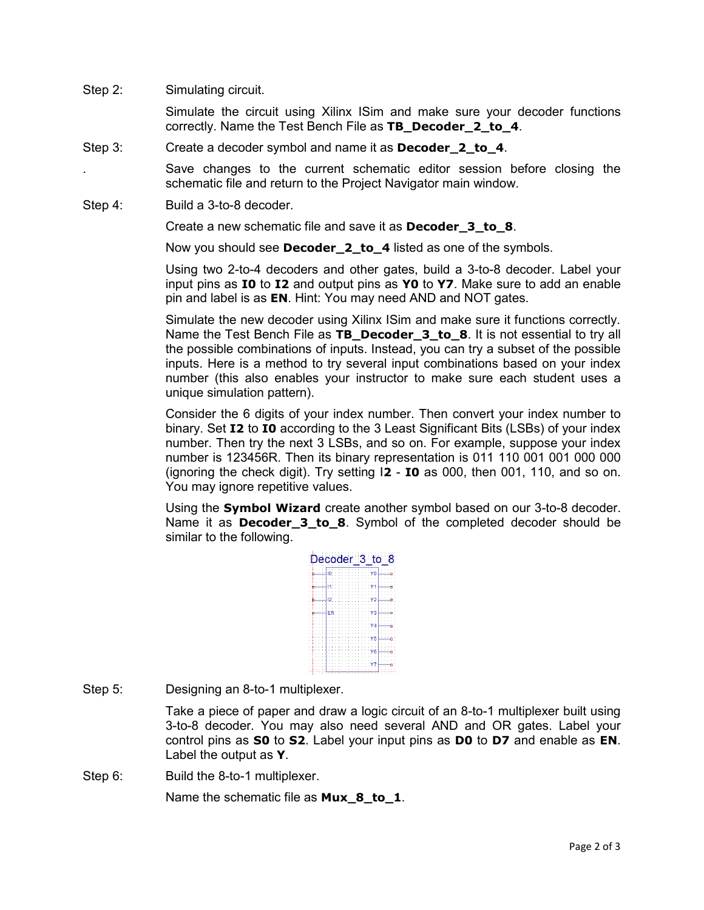Step 2: Simulating circuit.

Simulate the circuit using Xilinx ISim and make sure your decoder functions correctly. Name the Test Bench File as **TB_Decoder_2_to_4**.

Step 3: Create a decoder symbol and name it as **Decoder_2_to_4**.

. Save changes to the current schematic editor session before closing the schematic file and return to the Project Navigator main window.

Step 4: Build a 3-to-8 decoder.

Create a new schematic file and save it as **Decoder_3_to_8**.

Now you should see **Decoder_2_to_4** listed as one of the symbols.

Using two 2-to-4 decoders and other gates, build a 3-to-8 decoder. Label your input pins as **I0** to **I2** and output pins as **Y0** to **Y7**. Make sure to add an enable pin and label is as **EN**. Hint: You may need AND and NOT gates.

Simulate the new decoder using Xilinx ISim and make sure it functions correctly. Name the Test Bench File as **TB_Decoder_3_to_8**. It is not essential to try all the possible combinations of inputs. Instead, you can try a subset of the possible inputs. Here is a method to try several input combinations based on your index number (this also enables your instructor to make sure each student uses a unique simulation pattern).

Consider the 6 digits of your index number. Then convert your index number to binary. Set **I2** to **I0** according to the 3 Least Significant Bits (LSBs) of your index number. Then try the next 3 LSBs, and so on. For example, suppose your index number is 123456R. Then its binary representation is 011 110 001 001 000 000 (ignoring the check digit). Try setting I**2** - **I0** as 000, then 001, 110, and so on. You may ignore repetitive values.

Using the **Symbol Wizard** create another symbol based on our 3-to-8 decoder. Name it as **Decoder_3_to_8**. Symbol of the completed decoder should be similar to the following.

Decoder_3_to_8

| Inputs | Outputs |
| --- | --- |
| I0 | Y0 |
| I1 | Y1 |
| I2 | Y2 |
| EN | Y3 |
| | Y4 |
| | Y5 |
| | Y6 |
| | Y7 |

Step 5: Designing an 8-to-1 multiplexer.

Take a piece of paper and draw a logic circuit of an 8-to-1 multiplexer built using 3-to-8 decoder. You may also need several AND and OR gates. Label your control pins as **S0** to **S2**. Label your input pins as **D0** to **D7** and enable as **EN**. Label the output as **Y**.

Step 6: Build the 8-to-1 multiplexer.

Name the schematic file as **Mux_8_to_1**.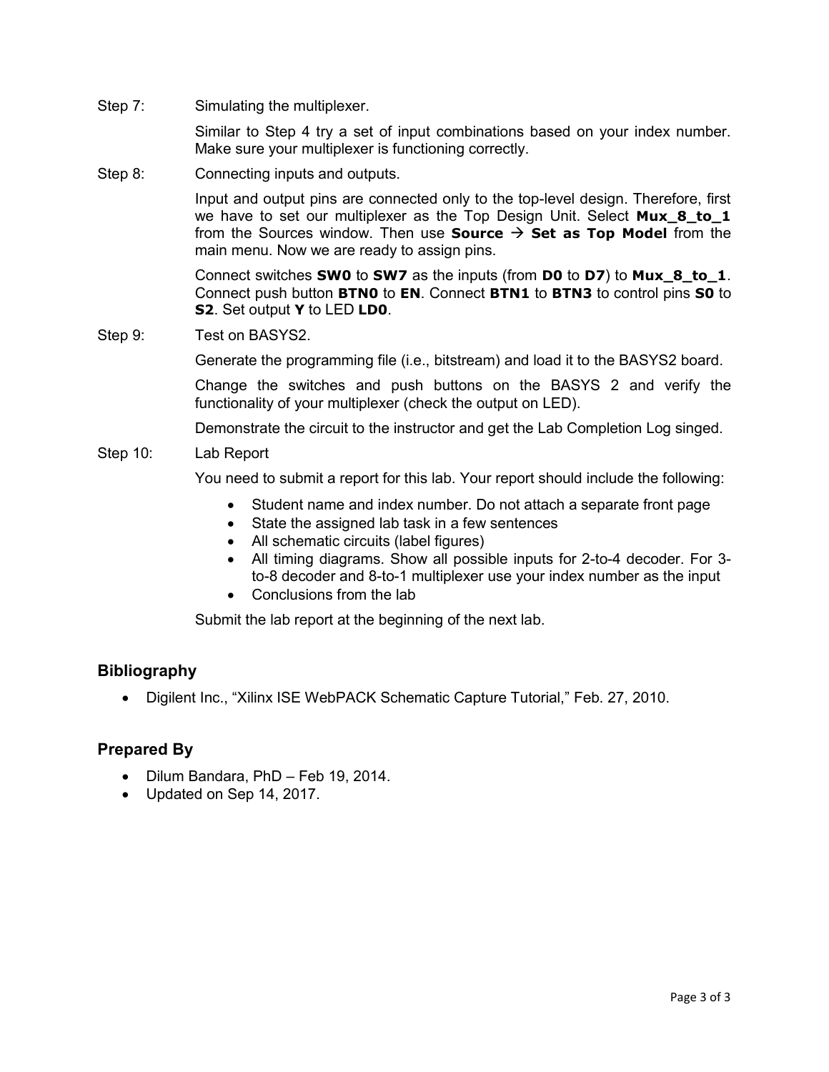Step 7: Simulating the multiplexer.

Similar to Step 4 try a set of input combinations based on your index number. Make sure your multiplexer is functioning correctly.

Step 8: Connecting inputs and outputs.

Input and output pins are connected only to the top-level design. Therefore, first we have to set our multiplexer as the Top Design Unit. Select **Mux_8_to_1** from the Sources window. Then use **Source → Set as Top Model** from the main menu. Now we are ready to assign pins.

Connect switches **SW0** to **SW7** as the inputs (from **D0** to **D7**) to **Mux_8_to_1**. Connect push button **BTN0** to **EN**. Connect **BTN1** to **BTN3** to control pins **S0** to **S2**. Set output **Y** to LED **LD0**.

Step 9: Test on BASYS2.

Generate the programming file (i.e., bitstream) and load it to the BASYS2 board.

Change the switches and push buttons on the BASYS 2 and verify the functionality of your multiplexer (check the output on LED).

Demonstrate the circuit to the instructor and get the Lab Completion Log singed.

Step 10: Lab Report

You need to submit a report for this lab. Your report should include the following:

- Student name and index number. Do not attach a separate front page
- State the assigned lab task in a few sentences
- All schematic circuits (label figures)
- All timing diagrams. Show all possible inputs for 2-to-4 decoder. For 3-to-8 decoder and 8-to-1 multiplexer use your index number as the input
- Conclusions from the lab

Submit the lab report at the beginning of the next lab.

## Bibliography

- Digilent Inc., "Xilinx ISE WebPACK Schematic Capture Tutorial," Feb. 27, 2010.

## Prepared By

- Dilum Bandara, PhD – Feb 19, 2014.
- Updated on Sep 14, 2017.